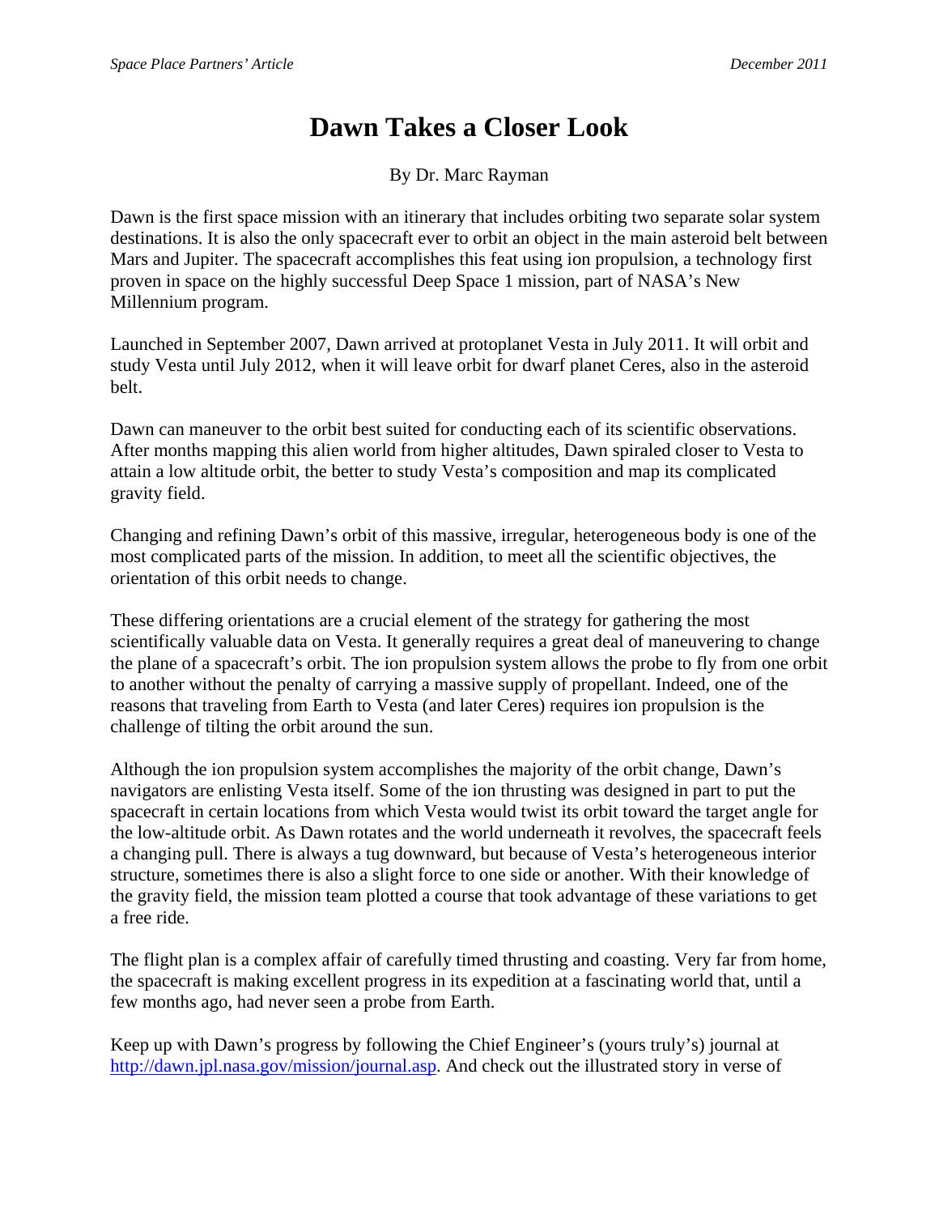# Dawn Takes a Closer Look

By Dr. Marc Rayman

Dawn is the first space mission with an itinerary that includes orbiting two separate solar system destinations. It is also the only spacecraft ever to orbit an object in the main asteroid belt between Mars and Jupiter. The spacecraft accomplishes this feat using ion propulsion, a technology first proven in space on the highly successful Deep Space 1 mission, part of NASA's New Millennium program.

Launched in September 2007, Dawn arrived at protoplanet Vesta in July 2011. It will orbit and study Vesta until July 2012, when it will leave orbit for dwarf planet Ceres, also in the asteroid belt.

Dawn can maneuver to the orbit best suited for conducting each of its scientific observations. After months mapping this alien world from higher altitudes, Dawn spiraled closer to Vesta to attain a low altitude orbit, the better to study Vesta's composition and map its complicated gravity field.

Changing and refining Dawn's orbit of this massive, irregular, heterogeneous body is one of the most complicated parts of the mission. In addition, to meet all the scientific objectives, the orientation of this orbit needs to change.

These differing orientations are a crucial element of the strategy for gathering the most scientifically valuable data on Vesta. It generally requires a great deal of maneuvering to change the plane of a spacecraft's orbit. The ion propulsion system allows the probe to fly from one orbit to another without the penalty of carrying a massive supply of propellant. Indeed, one of the reasons that traveling from Earth to Vesta (and later Ceres) requires ion propulsion is the challenge of tilting the orbit around the sun.

Although the ion propulsion system accomplishes the majority of the orbit change, Dawn's navigators are enlisting Vesta itself. Some of the ion thrusting was designed in part to put the spacecraft in certain locations from which Vesta would twist its orbit toward the target angle for the low-altitude orbit. As Dawn rotates and the world underneath it revolves, the spacecraft feels a changing pull. There is always a tug downward, but because of Vesta's heterogeneous interior structure, sometimes there is also a slight force to one side or another. With their knowledge of the gravity field, the mission team plotted a course that took advantage of these variations to get a free ride.

The flight plan is a complex affair of carefully timed thrusting and coasting. Very far from home, the spacecraft is making excellent progress in its expedition at a fascinating world that, until a few months ago, had never seen a probe from Earth.

Keep up with Dawn's progress by following the Chief Engineer's (yours truly's) journal at http://dawn.jpl.nasa.gov/mission/journal.asp. And check out the illustrated story in verse of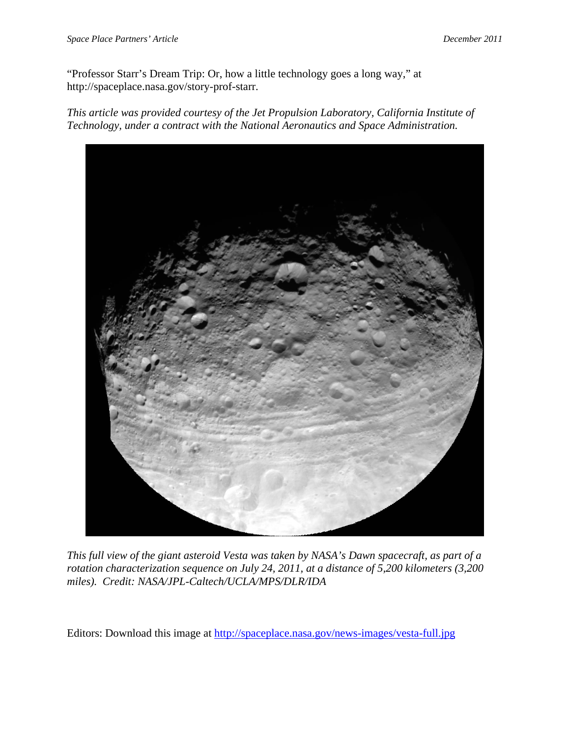"Professor Starr's Dream Trip: Or, how a little technology goes a long way," at http://spaceplace.nasa.gov/story-prof-starr.

*This article was provided courtesy of the Jet Propulsion Laboratory, California Institute of Technology, under a contract with the National Aeronautics and Space Administration.*

*This full view of the giant asteroid Vesta was taken by NASA's Dawn spacecraft, as part of a rotation characterization sequence on July 24, 2011, at a distance of 5,200 kilometers (3,200 miles). Credit: NASA/JPL-Caltech/UCLA/MPS/DLR/IDA*

Editors: Download this image at [http://spaceplace.nasa.gov/news-images/vesta-full.jpg](http://spaceplace.nasa.gov/news-images/vesta-full.jpg)